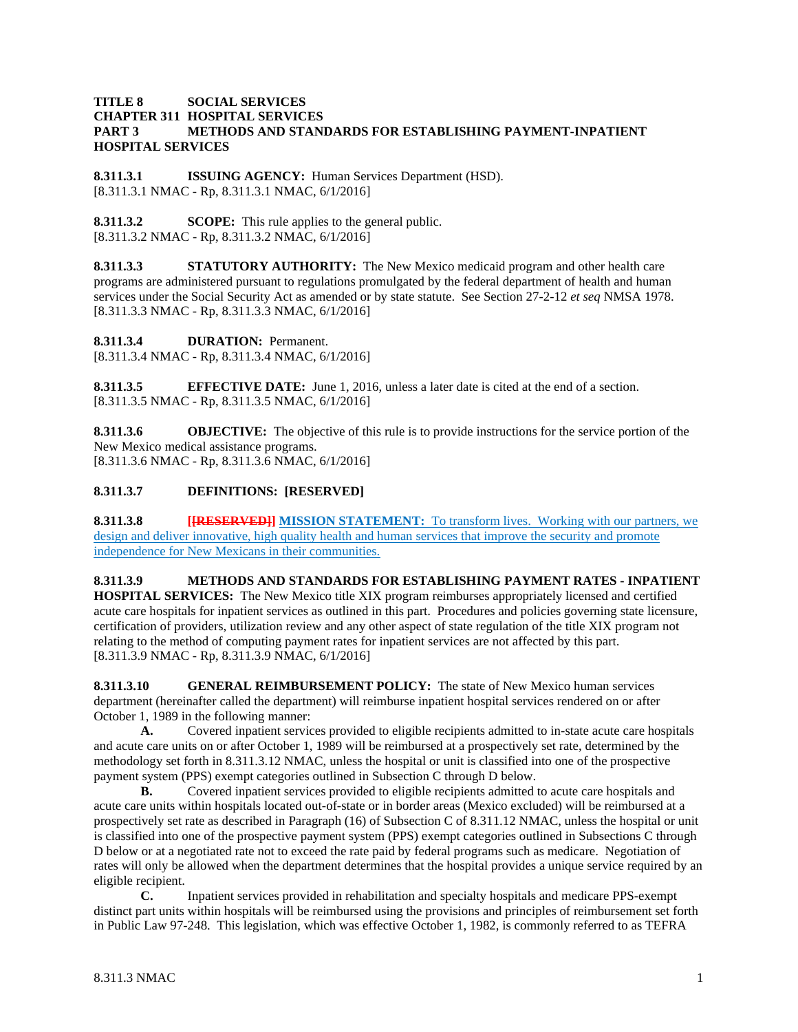**TITLE 8 SOCIAL SERVICES**
**CHAPTER 311 HOSPITAL SERVICES**
**PART 3 METHODS AND STANDARDS FOR ESTABLISHING PAYMENT-INPATIENT HOSPITAL SERVICES**

**8.311.3.1 ISSUING AGENCY:** Human Services Department (HSD).
[8.311.3.1 NMAC - Rp, 8.311.3.1 NMAC, 6/1/2016]

**8.311.3.2 SCOPE:** This rule applies to the general public.
[8.311.3.2 NMAC - Rp, 8.311.3.2 NMAC, 6/1/2016]

**8.311.3.3 STATUTORY AUTHORITY:** The New Mexico medicaid program and other health care programs are administered pursuant to regulations promulgated by the federal department of health and human services under the Social Security Act as amended or by state statute. See Section 27-2-12 *et seq* NMSA 1978.
[8.311.3.3 NMAC - Rp, 8.311.3.3 NMAC, 6/1/2016]

**8.311.3.4 DURATION:** Permanent.
[8.311.3.4 NMAC - Rp, 8.311.3.4 NMAC, 6/1/2016]

**8.311.3.5 EFFECTIVE DATE:** June 1, 2016, unless a later date is cited at the end of a section.
[8.311.3.5 NMAC - Rp, 8.311.3.5 NMAC, 6/1/2016]

**8.311.3.6 OBJECTIVE:** The objective of this rule is to provide instructions for the service portion of the New Mexico medical assistance programs.
[8.311.3.6 NMAC - Rp, 8.311.3.6 NMAC, 6/1/2016]

**8.311.3.7 DEFINITIONS: [RESERVED]**

**8.311.3.8** ~~**[[RESERVED]]**~~ **MISSION STATEMENT:** To transform lives. Working with our partners, we design and deliver innovative, high quality health and human services that improve the security and promote independence for New Mexicans in their communities.

**8.311.3.9 METHODS AND STANDARDS FOR ESTABLISHING PAYMENT RATES - INPATIENT HOSPITAL SERVICES:** The New Mexico title XIX program reimburses appropriately licensed and certified acute care hospitals for inpatient services as outlined in this part. Procedures and policies governing state licensure, certification of providers, utilization review and any other aspect of state regulation of the title XIX program not relating to the method of computing payment rates for inpatient services are not affected by this part.
[8.311.3.9 NMAC - Rp, 8.311.3.9 NMAC, 6/1/2016]

**8.311.3.10 GENERAL REIMBURSEMENT POLICY:** The state of New Mexico human services department (hereinafter called the department) will reimburse inpatient hospital services rendered on or after October 1, 1989 in the following manner:

**A.** Covered inpatient services provided to eligible recipients admitted to in-state acute care hospitals and acute care units on or after October 1, 1989 will be reimbursed at a prospectively set rate, determined by the methodology set forth in 8.311.3.12 NMAC, unless the hospital or unit is classified into one of the prospective payment system (PPS) exempt categories outlined in Subsection C through D below.

**B.** Covered inpatient services provided to eligible recipients admitted to acute care hospitals and acute care units within hospitals located out-of-state or in border areas (Mexico excluded) will be reimbursed at a prospectively set rate as described in Paragraph (16) of Subsection C of 8.311.12 NMAC, unless the hospital or unit is classified into one of the prospective payment system (PPS) exempt categories outlined in Subsections C through D below or at a negotiated rate not to exceed the rate paid by federal programs such as medicare. Negotiation of rates will only be allowed when the department determines that the hospital provides a unique service required by an eligible recipient.

**C.** Inpatient services provided in rehabilitation and specialty hospitals and medicare PPS-exempt distinct part units within hospitals will be reimbursed using the provisions and principles of reimbursement set forth in Public Law 97-248. This legislation, which was effective October 1, 1982, is commonly referred to as TEFRA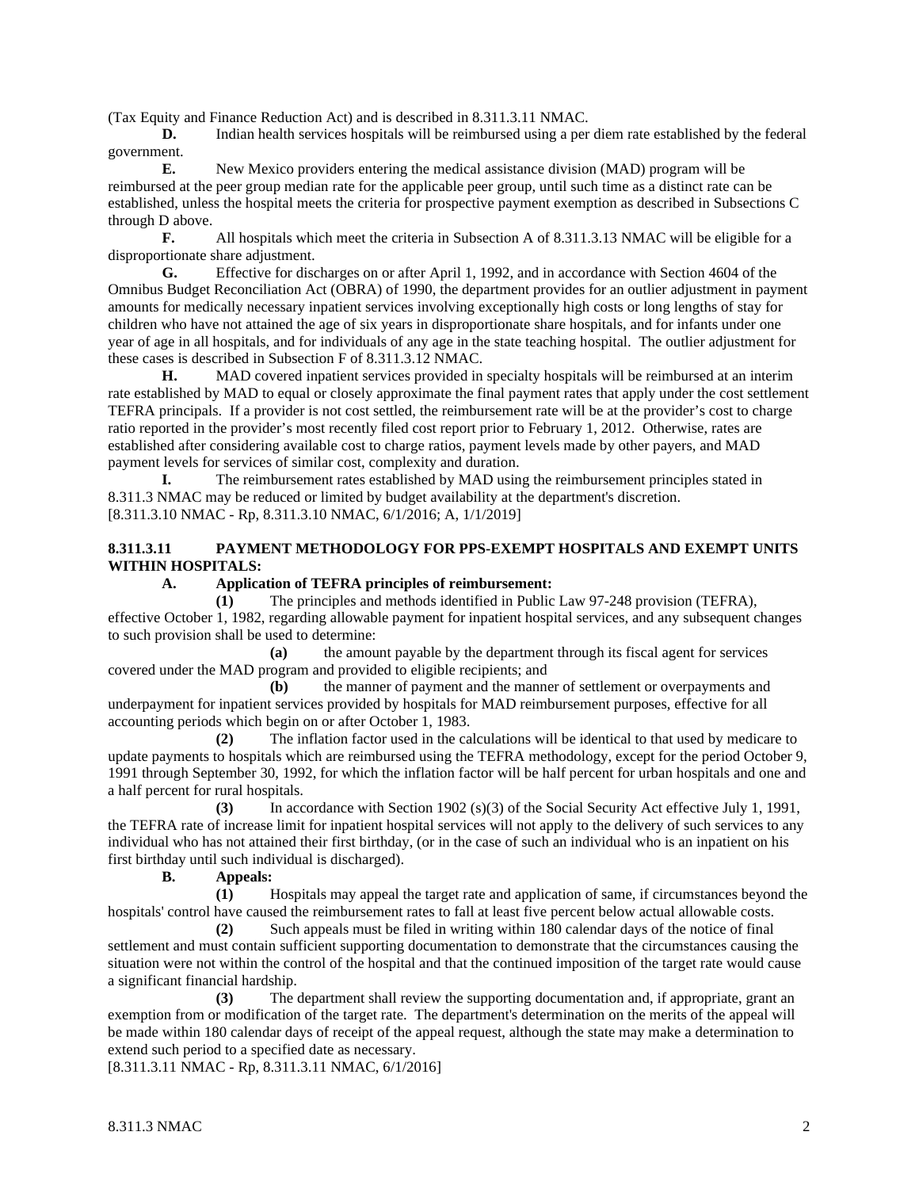(Tax Equity and Finance Reduction Act) and is described in 8.311.3.11 NMAC.

**D.** Indian health services hospitals will be reimbursed using a per diem rate established by the federal government.

**E.** New Mexico providers entering the medical assistance division (MAD) program will be reimbursed at the peer group median rate for the applicable peer group, until such time as a distinct rate can be established, unless the hospital meets the criteria for prospective payment exemption as described in Subsections C through D above.

**F.** All hospitals which meet the criteria in Subsection A of 8.311.3.13 NMAC will be eligible for a disproportionate share adjustment.

**G.** Effective for discharges on or after April 1, 1992, and in accordance with Section 4604 of the Omnibus Budget Reconciliation Act (OBRA) of 1990, the department provides for an outlier adjustment in payment amounts for medically necessary inpatient services involving exceptionally high costs or long lengths of stay for children who have not attained the age of six years in disproportionate share hospitals, and for infants under one year of age in all hospitals, and for individuals of any age in the state teaching hospital. The outlier adjustment for these cases is described in Subsection F of 8.311.3.12 NMAC.

**H.** MAD covered inpatient services provided in specialty hospitals will be reimbursed at an interim rate established by MAD to equal or closely approximate the final payment rates that apply under the cost settlement TEFRA principals. If a provider is not cost settled, the reimbursement rate will be at the provider's cost to charge ratio reported in the provider's most recently filed cost report prior to February 1, 2012. Otherwise, rates are established after considering available cost to charge ratios, payment levels made by other payers, and MAD payment levels for services of similar cost, complexity and duration.

**I.** The reimbursement rates established by MAD using the reimbursement principles stated in 8.311.3 NMAC may be reduced or limited by budget availability at the department's discretion.

[8.311.3.10 NMAC - Rp, 8.311.3.10 NMAC, 6/1/2016; A, 1/1/2019]

**8.311.3.11 PAYMENT METHODOLOGY FOR PPS-EXEMPT HOSPITALS AND EXEMPT UNITS WITHIN HOSPITALS:**

**A. Application of TEFRA principles of reimbursement:**

**(1)** The principles and methods identified in Public Law 97-248 provision (TEFRA), effective October 1, 1982, regarding allowable payment for inpatient hospital services, and any subsequent changes to such provision shall be used to determine:

**(a)** the amount payable by the department through its fiscal agent for services covered under the MAD program and provided to eligible recipients; and

**(b)** the manner of payment and the manner of settlement or overpayments and underpayment for inpatient services provided by hospitals for MAD reimbursement purposes, effective for all accounting periods which begin on or after October 1, 1983.

**(2)** The inflation factor used in the calculations will be identical to that used by medicare to update payments to hospitals which are reimbursed using the TEFRA methodology, except for the period October 9, 1991 through September 30, 1992, for which the inflation factor will be half percent for urban hospitals and one and a half percent for rural hospitals.

**(3)** In accordance with Section 1902 (s)(3) of the Social Security Act effective July 1, 1991, the TEFRA rate of increase limit for inpatient hospital services will not apply to the delivery of such services to any individual who has not attained their first birthday, (or in the case of such an individual who is an inpatient on his first birthday until such individual is discharged).

**B. Appeals:**

**(1)** Hospitals may appeal the target rate and application of same, if circumstances beyond the hospitals' control have caused the reimbursement rates to fall at least five percent below actual allowable costs.

**(2)** Such appeals must be filed in writing within 180 calendar days of the notice of final settlement and must contain sufficient supporting documentation to demonstrate that the circumstances causing the situation were not within the control of the hospital and that the continued imposition of the target rate would cause a significant financial hardship.

**(3)** The department shall review the supporting documentation and, if appropriate, grant an exemption from or modification of the target rate. The department's determination on the merits of the appeal will be made within 180 calendar days of receipt of the appeal request, although the state may make a determination to extend such period to a specified date as necessary.

[8.311.3.11 NMAC - Rp, 8.311.3.11 NMAC, 6/1/2016]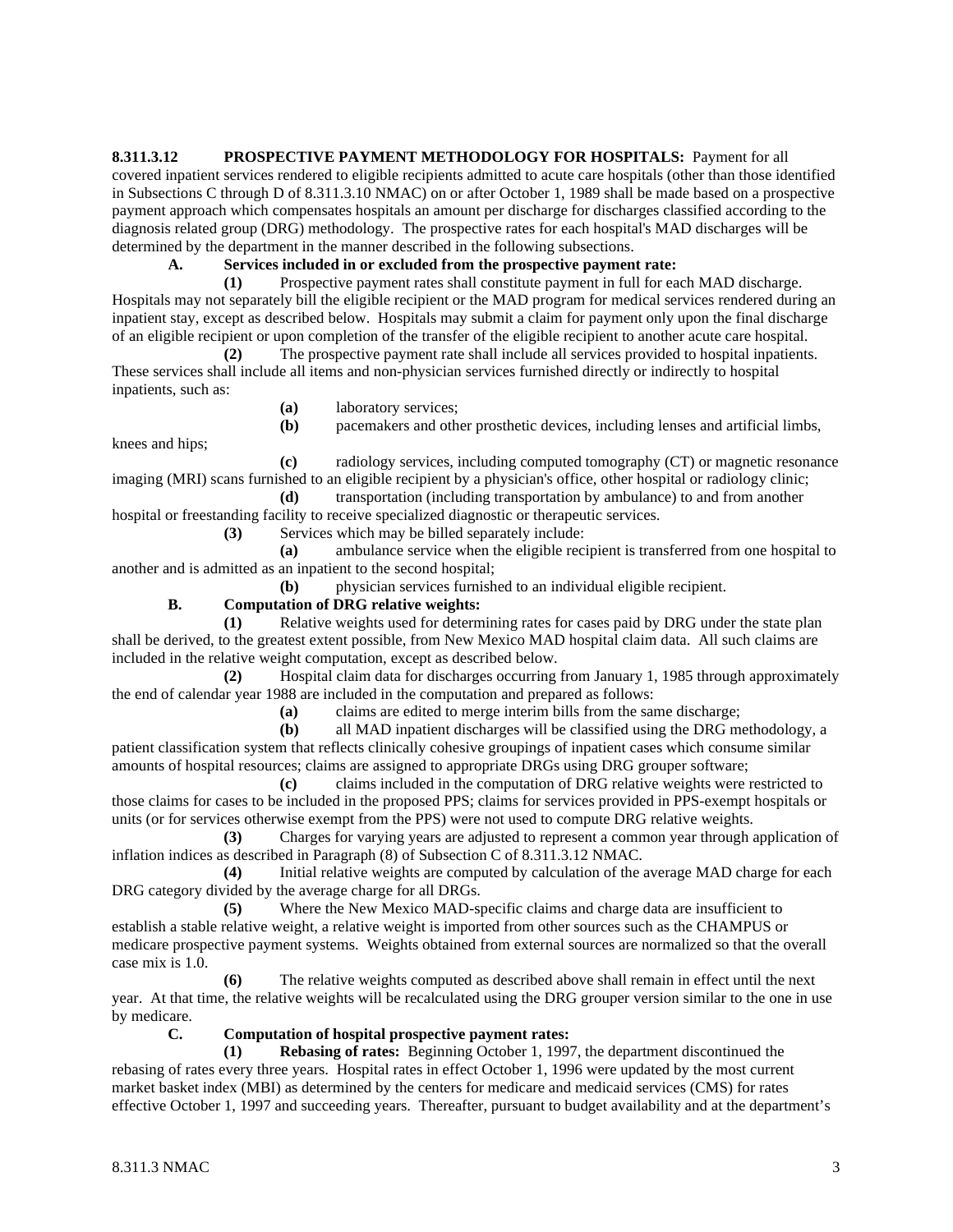**8.311.3.12 PROSPECTIVE PAYMENT METHODOLOGY FOR HOSPITALS:** Payment for all covered inpatient services rendered to eligible recipients admitted to acute care hospitals (other than those identified in Subsections C through D of 8.311.3.10 NMAC) on or after October 1, 1989 shall be made based on a prospective payment approach which compensates hospitals an amount per discharge for discharges classified according to the diagnosis related group (DRG) methodology. The prospective rates for each hospital's MAD discharges will be determined by the department in the manner described in the following subsections.

**A. Services included in or excluded from the prospective payment rate:**

**(1)** Prospective payment rates shall constitute payment in full for each MAD discharge. Hospitals may not separately bill the eligible recipient or the MAD program for medical services rendered during an inpatient stay, except as described below. Hospitals may submit a claim for payment only upon the final discharge of an eligible recipient or upon completion of the transfer of the eligible recipient to another acute care hospital.

**(2)** The prospective payment rate shall include all services provided to hospital inpatients. These services shall include all items and non-physician services furnished directly or indirectly to hospital inpatients, such as:

**(a)** laboratory services;

**(b)** pacemakers and other prosthetic devices, including lenses and artificial limbs, knees and hips;

**(c)** radiology services, including computed tomography (CT) or magnetic resonance imaging (MRI) scans furnished to an eligible recipient by a physician's office, other hospital or radiology clinic;

**(d)** transportation (including transportation by ambulance) to and from another hospital or freestanding facility to receive specialized diagnostic or therapeutic services.

**(3)** Services which may be billed separately include:

**(a)** ambulance service when the eligible recipient is transferred from one hospital to another and is admitted as an inpatient to the second hospital;

**(b)** physician services furnished to an individual eligible recipient.

**B. Computation of DRG relative weights:**

**(1)** Relative weights used for determining rates for cases paid by DRG under the state plan shall be derived, to the greatest extent possible, from New Mexico MAD hospital claim data. All such claims are included in the relative weight computation, except as described below.

**(2)** Hospital claim data for discharges occurring from January 1, 1985 through approximately the end of calendar year 1988 are included in the computation and prepared as follows:

**(a)** claims are edited to merge interim bills from the same discharge;

**(b)** all MAD inpatient discharges will be classified using the DRG methodology, a patient classification system that reflects clinically cohesive groupings of inpatient cases which consume similar amounts of hospital resources; claims are assigned to appropriate DRGs using DRG grouper software;

**(c)** claims included in the computation of DRG relative weights were restricted to those claims for cases to be included in the proposed PPS; claims for services provided in PPS-exempt hospitals or units (or for services otherwise exempt from the PPS) were not used to compute DRG relative weights.

**(3)** Charges for varying years are adjusted to represent a common year through application of inflation indices as described in Paragraph (8) of Subsection C of 8.311.3.12 NMAC.

**(4)** Initial relative weights are computed by calculation of the average MAD charge for each DRG category divided by the average charge for all DRGs.

**(5)** Where the New Mexico MAD-specific claims and charge data are insufficient to establish a stable relative weight, a relative weight is imported from other sources such as the CHAMPUS or medicare prospective payment systems. Weights obtained from external sources are normalized so that the overall case mix is 1.0.

**(6)** The relative weights computed as described above shall remain in effect until the next year. At that time, the relative weights will be recalculated using the DRG grouper version similar to the one in use by medicare.

**C. Computation of hospital prospective payment rates:**

**(1) Rebasing of rates:** Beginning October 1, 1997, the department discontinued the rebasing of rates every three years. Hospital rates in effect October 1, 1996 were updated by the most current market basket index (MBI) as determined by the centers for medicare and medicaid services (CMS) for rates effective October 1, 1997 and succeeding years. Thereafter, pursuant to budget availability and at the department's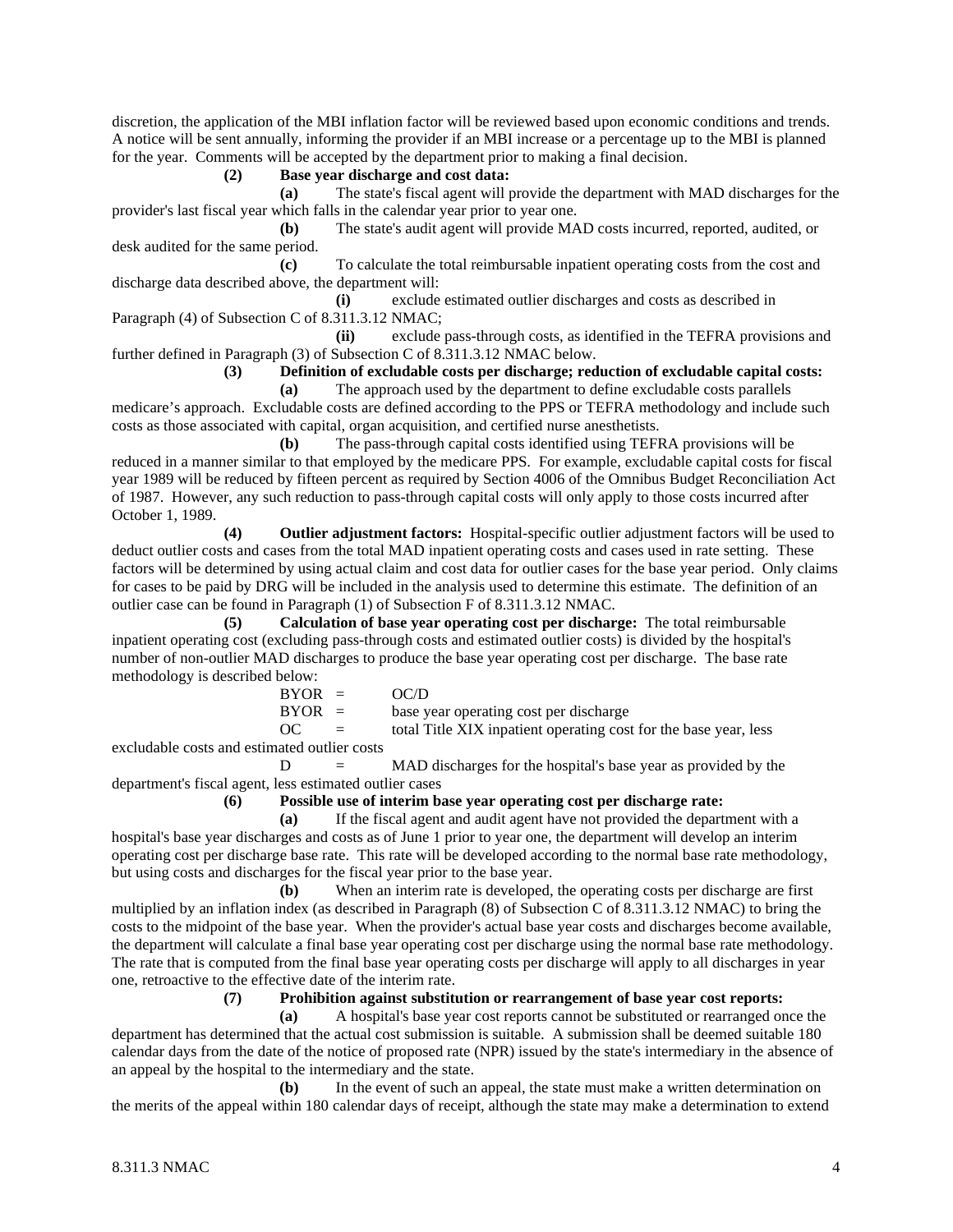discretion, the application of the MBI inflation factor will be reviewed based upon economic conditions and trends. A notice will be sent annually, informing the provider if an MBI increase or a percentage up to the MBI is planned for the year. Comments will be accepted by the department prior to making a final decision.

**(2) Base year discharge and cost data:**

**(a)** The state's fiscal agent will provide the department with MAD discharges for the provider's last fiscal year which falls in the calendar year prior to year one.

**(b)** The state's audit agent will provide MAD costs incurred, reported, audited, or desk audited for the same period.

**(c)** To calculate the total reimbursable inpatient operating costs from the cost and discharge data described above, the department will:

**(i)** exclude estimated outlier discharges and costs as described in Paragraph (4) of Subsection C of 8.311.3.12 NMAC;

**(ii)** exclude pass-through costs, as identified in the TEFRA provisions and further defined in Paragraph (3) of Subsection C of 8.311.3.12 NMAC below.

**(3) Definition of excludable costs per discharge; reduction of excludable capital costs:**

**(a)** The approach used by the department to define excludable costs parallels medicare's approach. Excludable costs are defined according to the PPS or TEFRA methodology and include such costs as those associated with capital, organ acquisition, and certified nurse anesthetists.

**(b)** The pass-through capital costs identified using TEFRA provisions will be reduced in a manner similar to that employed by the medicare PPS. For example, excludable capital costs for fiscal year 1989 will be reduced by fifteen percent as required by Section 4006 of the Omnibus Budget Reconciliation Act of 1987. However, any such reduction to pass-through capital costs will only apply to those costs incurred after October 1, 1989.

**(4) Outlier adjustment factors:** Hospital-specific outlier adjustment factors will be used to deduct outlier costs and cases from the total MAD inpatient operating costs and cases used in rate setting. These factors will be determined by using actual claim and cost data for outlier cases for the base year period. Only claims for cases to be paid by DRG will be included in the analysis used to determine this estimate. The definition of an outlier case can be found in Paragraph (1) of Subsection F of 8.311.3.12 NMAC.

**(5) Calculation of base year operating cost per discharge:** The total reimbursable inpatient operating cost (excluding pass-through costs and estimated outlier costs) is divided by the hospital's number of non-outlier MAD discharges to produce the base year operating cost per discharge. The base rate methodology is described below:

BYOR = OC/D

BYOR = base year operating cost per discharge

OC = total Title XIX inpatient operating cost for the base year, less excludable costs and estimated outlier costs

D = MAD discharges for the hospital's base year as provided by the department's fiscal agent, less estimated outlier cases

**(6) Possible use of interim base year operating cost per discharge rate:**

**(a)** If the fiscal agent and audit agent have not provided the department with a hospital's base year discharges and costs as of June 1 prior to year one, the department will develop an interim operating cost per discharge base rate. This rate will be developed according to the normal base rate methodology, but using costs and discharges for the fiscal year prior to the base year.

**(b)** When an interim rate is developed, the operating costs per discharge are first multiplied by an inflation index (as described in Paragraph (8) of Subsection C of 8.311.3.12 NMAC) to bring the costs to the midpoint of the base year. When the provider's actual base year costs and discharges become available, the department will calculate a final base year operating cost per discharge using the normal base rate methodology. The rate that is computed from the final base year operating costs per discharge will apply to all discharges in year one, retroactive to the effective date of the interim rate.

**(7) Prohibition against substitution or rearrangement of base year cost reports:**

**(a)** A hospital's base year cost reports cannot be substituted or rearranged once the department has determined that the actual cost submission is suitable. A submission shall be deemed suitable 180 calendar days from the date of the notice of proposed rate (NPR) issued by the state's intermediary in the absence of an appeal by the hospital to the intermediary and the state.

**(b)** In the event of such an appeal, the state must make a written determination on the merits of the appeal within 180 calendar days of receipt, although the state may make a determination to extend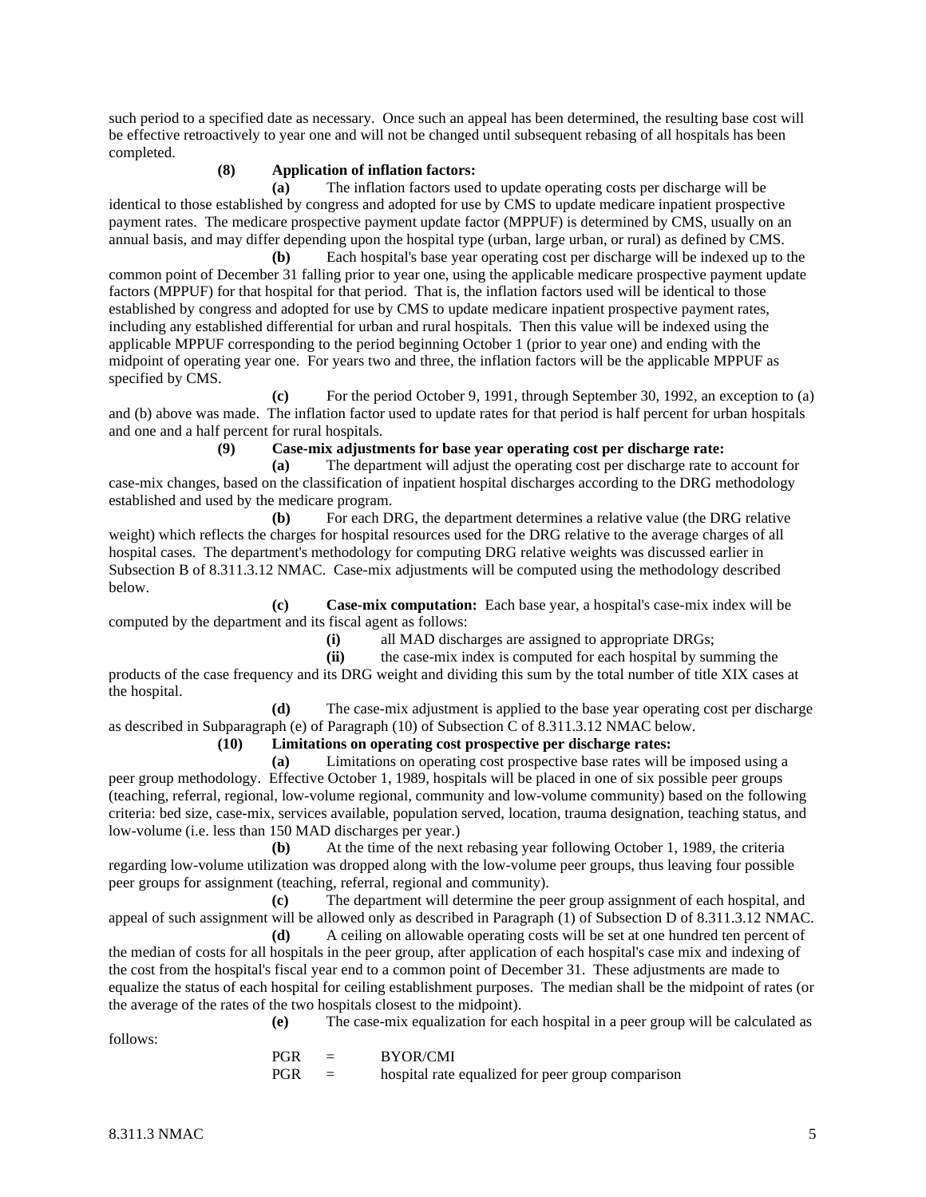such period to a specified date as necessary. Once such an appeal has been determined, the resulting base cost will be effective retroactively to year one and will not be changed until subsequent rebasing of all hospitals has been completed.

**(8) Application of inflation factors:**

**(a)** The inflation factors used to update operating costs per discharge will be identical to those established by congress and adopted for use by CMS to update medicare inpatient prospective payment rates. The medicare prospective payment update factor (MPPUF) is determined by CMS, usually on an annual basis, and may differ depending upon the hospital type (urban, large urban, or rural) as defined by CMS.

**(b)** Each hospital's base year operating cost per discharge will be indexed up to the common point of December 31 falling prior to year one, using the applicable medicare prospective payment update factors (MPPUF) for that hospital for that period. That is, the inflation factors used will be identical to those established by congress and adopted for use by CMS to update medicare inpatient prospective payment rates, including any established differential for urban and rural hospitals. Then this value will be indexed using the applicable MPPUF corresponding to the period beginning October 1 (prior to year one) and ending with the midpoint of operating year one. For years two and three, the inflation factors will be the applicable MPPUF as specified by CMS.

**(c)** For the period October 9, 1991, through September 30, 1992, an exception to (a) and (b) above was made. The inflation factor used to update rates for that period is half percent for urban hospitals and one and a half percent for rural hospitals.

**(9) Case-mix adjustments for base year operating cost per discharge rate:**

**(a)** The department will adjust the operating cost per discharge rate to account for case-mix changes, based on the classification of inpatient hospital discharges according to the DRG methodology established and used by the medicare program.

**(b)** For each DRG, the department determines a relative value (the DRG relative weight) which reflects the charges for hospital resources used for the DRG relative to the average charges of all hospital cases. The department's methodology for computing DRG relative weights was discussed earlier in Subsection B of 8.311.3.12 NMAC. Case-mix adjustments will be computed using the methodology described below.

**(c) Case-mix computation:** Each base year, a hospital's case-mix index will be computed by the department and its fiscal agent as follows:

**(i)** all MAD discharges are assigned to appropriate DRGs;

**(ii)** the case-mix index is computed for each hospital by summing the products of the case frequency and its DRG weight and dividing this sum by the total number of title XIX cases at the hospital.

**(d)** The case-mix adjustment is applied to the base year operating cost per discharge as described in Subparagraph (e) of Paragraph (10) of Subsection C of 8.311.3.12 NMAC below.

**(10) Limitations on operating cost prospective per discharge rates:**

**(a)** Limitations on operating cost prospective base rates will be imposed using a peer group methodology. Effective October 1, 1989, hospitals will be placed in one of six possible peer groups (teaching, referral, regional, low-volume regional, community and low-volume community) based on the following criteria: bed size, case-mix, services available, population served, location, trauma designation, teaching status, and low-volume (i.e. less than 150 MAD discharges per year.)

**(b)** At the time of the next rebasing year following October 1, 1989, the criteria regarding low-volume utilization was dropped along with the low-volume peer groups, thus leaving four possible peer groups for assignment (teaching, referral, regional and community).

**(c)** The department will determine the peer group assignment of each hospital, and appeal of such assignment will be allowed only as described in Paragraph (1) of Subsection D of 8.311.3.12 NMAC.

**(d)** A ceiling on allowable operating costs will be set at one hundred ten percent of the median of costs for all hospitals in the peer group, after application of each hospital's case mix and indexing of the cost from the hospital's fiscal year end to a common point of December 31. These adjustments are made to equalize the status of each hospital for ceiling establishment purposes. The median shall be the midpoint of rates (or the average of the rates of the two hospitals closest to the midpoint).

**(e)** The case-mix equalization for each hospital in a peer group will be calculated as follows:

PGR = BYOR/CMI

PGR = hospital rate equalized for peer group comparison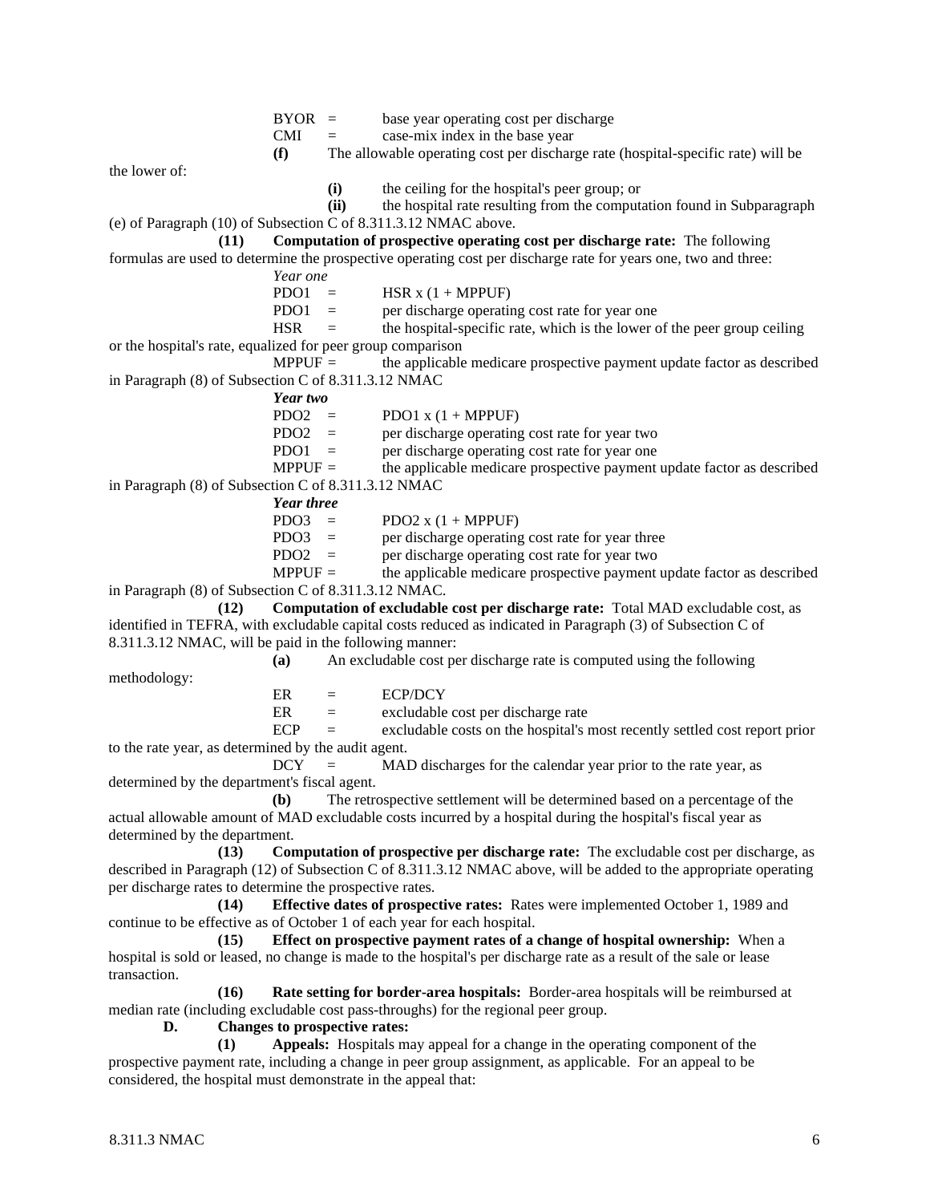BYOR = base year operating cost per discharge

CMI = case-mix index in the base year

**(f)** The allowable operating cost per discharge rate (hospital-specific rate) will be the lower of:

**(i)** the ceiling for the hospital's peer group; or

**(ii)** the hospital rate resulting from the computation found in Subparagraph (e) of Paragraph (10) of Subsection C of 8.311.3.12 NMAC above.

**(11) Computation of prospective operating cost per discharge rate:** The following formulas are used to determine the prospective operating cost per discharge rate for years one, two and three:

*Year one*

PDO1 = HSR x (1 + MPPUF)

PDO1 = per discharge operating cost rate for year one

HSR = the hospital-specific rate, which is the lower of the peer group ceiling or the hospital's rate, equalized for peer group comparison

MPPUF = the applicable medicare prospective payment update factor as described in Paragraph (8) of Subsection C of 8.311.3.12 NMAC

***Year two***

PDO2 = PDO1 x (1 + MPPUF)

PDO2 = per discharge operating cost rate for year two

PDO1 = per discharge operating cost rate for year one

MPPUF = the applicable medicare prospective payment update factor as described in Paragraph (8) of Subsection C of 8.311.3.12 NMAC

***Year three***

PDO3 = PDO2 x (1 + MPPUF)

PDO3 = per discharge operating cost rate for year three

PDO2 = per discharge operating cost rate for year two

MPPUF = the applicable medicare prospective payment update factor as described in Paragraph (8) of Subsection C of 8.311.3.12 NMAC.

**(12) Computation of excludable cost per discharge rate:** Total MAD excludable cost, as identified in TEFRA, with excludable capital costs reduced as indicated in Paragraph (3) of Subsection C of 8.311.3.12 NMAC, will be paid in the following manner:

**(a)** An excludable cost per discharge rate is computed using the following methodology:

ER = ECP/DCY

ER = excludable cost per discharge rate

ECP = excludable costs on the hospital's most recently settled cost report prior to the rate year, as determined by the audit agent.

DCY = MAD discharges for the calendar year prior to the rate year, as determined by the department's fiscal agent.

**(b)** The retrospective settlement will be determined based on a percentage of the actual allowable amount of MAD excludable costs incurred by a hospital during the hospital's fiscal year as determined by the department.

**(13) Computation of prospective per discharge rate:** The excludable cost per discharge, as described in Paragraph (12) of Subsection C of 8.311.3.12 NMAC above, will be added to the appropriate operating per discharge rates to determine the prospective rates.

**(14) Effective dates of prospective rates:** Rates were implemented October 1, 1989 and continue to be effective as of October 1 of each year for each hospital.

**(15) Effect on prospective payment rates of a change of hospital ownership:** When a hospital is sold or leased, no change is made to the hospital's per discharge rate as a result of the sale or lease transaction.

**(16) Rate setting for border-area hospitals:** Border-area hospitals will be reimbursed at median rate (including excludable cost pass-throughs) for the regional peer group.

**D. Changes to prospective rates:**

**(1) Appeals:** Hospitals may appeal for a change in the operating component of the prospective payment rate, including a change in peer group assignment, as applicable. For an appeal to be considered, the hospital must demonstrate in the appeal that: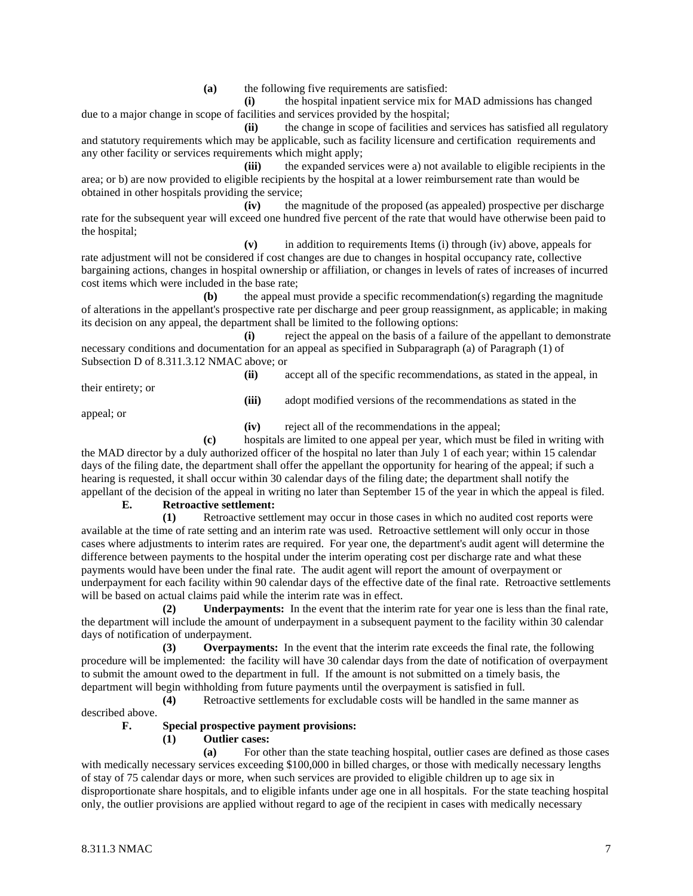**(a)** the following five requirements are satisfied:

**(i)** the hospital inpatient service mix for MAD admissions has changed due to a major change in scope of facilities and services provided by the hospital;

**(ii)** the change in scope of facilities and services has satisfied all regulatory and statutory requirements which may be applicable, such as facility licensure and certification requirements and any other facility or services requirements which might apply;

**(iii)** the expanded services were a) not available to eligible recipients in the area; or b) are now provided to eligible recipients by the hospital at a lower reimbursement rate than would be obtained in other hospitals providing the service;

**(iv)** the magnitude of the proposed (as appealed) prospective per discharge rate for the subsequent year will exceed one hundred five percent of the rate that would have otherwise been paid to the hospital;

**(v)** in addition to requirements Items (i) through (iv) above, appeals for rate adjustment will not be considered if cost changes are due to changes in hospital occupancy rate, collective bargaining actions, changes in hospital ownership or affiliation, or changes in levels of rates of increases of incurred cost items which were included in the base rate;

**(b)** the appeal must provide a specific recommendation(s) regarding the magnitude of alterations in the appellant's prospective rate per discharge and peer group reassignment, as applicable; in making its decision on any appeal, the department shall be limited to the following options:

**(i)** reject the appeal on the basis of a failure of the appellant to demonstrate necessary conditions and documentation for an appeal as specified in Subparagraph (a) of Paragraph (1) of Subsection D of 8.311.3.12 NMAC above; or

**(ii)** accept all of the specific recommendations, as stated in the appeal, in their entirety; or

**(iii)** adopt modified versions of the recommendations as stated in the appeal; or

**(iv)** reject all of the recommendations in the appeal;

**(c)** hospitals are limited to one appeal per year, which must be filed in writing with the MAD director by a duly authorized officer of the hospital no later than July 1 of each year; within 15 calendar days of the filing date, the department shall offer the appellant the opportunity for hearing of the appeal; if such a hearing is requested, it shall occur within 30 calendar days of the filing date; the department shall notify the appellant of the decision of the appeal in writing no later than September 15 of the year in which the appeal is filed.

**E. Retroactive settlement:**

**(1)** Retroactive settlement may occur in those cases in which no audited cost reports were available at the time of rate setting and an interim rate was used. Retroactive settlement will only occur in those cases where adjustments to interim rates are required. For year one, the department's audit agent will determine the difference between payments to the hospital under the interim operating cost per discharge rate and what these payments would have been under the final rate. The audit agent will report the amount of overpayment or underpayment for each facility within 90 calendar days of the effective date of the final rate. Retroactive settlements will be based on actual claims paid while the interim rate was in effect.

**(2) Underpayments:** In the event that the interim rate for year one is less than the final rate, the department will include the amount of underpayment in a subsequent payment to the facility within 30 calendar days of notification of underpayment.

**(3) Overpayments:** In the event that the interim rate exceeds the final rate, the following procedure will be implemented: the facility will have 30 calendar days from the date of notification of overpayment to submit the amount owed to the department in full. If the amount is not submitted on a timely basis, the department will begin withholding from future payments until the overpayment is satisfied in full.

**(4)** Retroactive settlements for excludable costs will be handled in the same manner as described above.

**F. Special prospective payment provisions:**

**(1) Outlier cases:**

**(a)** For other than the state teaching hospital, outlier cases are defined as those cases with medically necessary services exceeding $100,000 in billed charges, or those with medically necessary lengths of stay of 75 calendar days or more, when such services are provided to eligible children up to age six in disproportionate share hospitals, and to eligible infants under age one in all hospitals. For the state teaching hospital only, the outlier provisions are applied without regard to age of the recipient in cases with medically necessary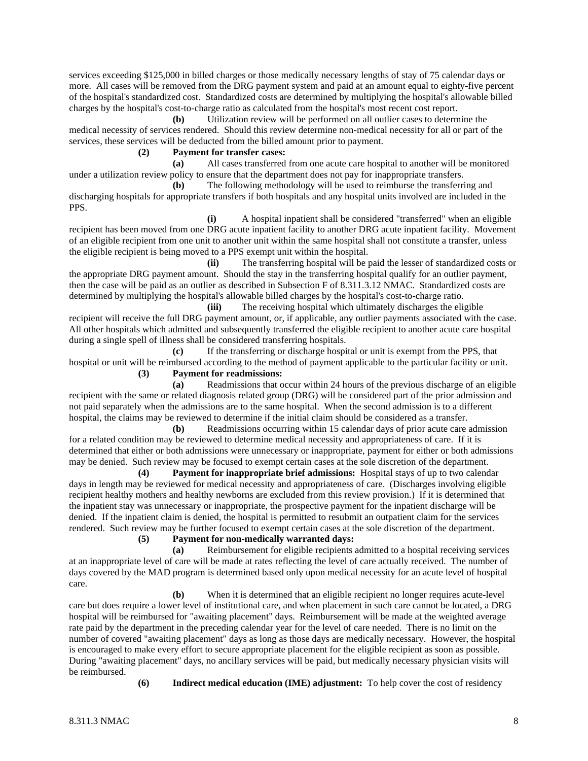services exceeding $125,000 in billed charges or those medically necessary lengths of stay of 75 calendar days or more. All cases will be removed from the DRG payment system and paid at an amount equal to eighty-five percent of the hospital's standardized cost. Standardized costs are determined by multiplying the hospital's allowable billed charges by the hospital's cost-to-charge ratio as calculated from the hospital's most recent cost report.

**(b)** Utilization review will be performed on all outlier cases to determine the medical necessity of services rendered. Should this review determine non-medical necessity for all or part of the services, these services will be deducted from the billed amount prior to payment.

**(2) Payment for transfer cases:**

**(a)** All cases transferred from one acute care hospital to another will be monitored under a utilization review policy to ensure that the department does not pay for inappropriate transfers.

**(b)** The following methodology will be used to reimburse the transferring and discharging hospitals for appropriate transfers if both hospitals and any hospital units involved are included in the PPS.

**(i)** A hospital inpatient shall be considered "transferred" when an eligible recipient has been moved from one DRG acute inpatient facility to another DRG acute inpatient facility. Movement of an eligible recipient from one unit to another unit within the same hospital shall not constitute a transfer, unless the eligible recipient is being moved to a PPS exempt unit within the hospital.

**(ii)** The transferring hospital will be paid the lesser of standardized costs or the appropriate DRG payment amount. Should the stay in the transferring hospital qualify for an outlier payment, then the case will be paid as an outlier as described in Subsection F of 8.311.3.12 NMAC. Standardized costs are determined by multiplying the hospital's allowable billed charges by the hospital's cost-to-charge ratio.

**(iii)** The receiving hospital which ultimately discharges the eligible recipient will receive the full DRG payment amount, or, if applicable, any outlier payments associated with the case. All other hospitals which admitted and subsequently transferred the eligible recipient to another acute care hospital during a single spell of illness shall be considered transferring hospitals.

**(c)** If the transferring or discharge hospital or unit is exempt from the PPS, that hospital or unit will be reimbursed according to the method of payment applicable to the particular facility or unit.

**(3) Payment for readmissions:**

**(a)** Readmissions that occur within 24 hours of the previous discharge of an eligible recipient with the same or related diagnosis related group (DRG) will be considered part of the prior admission and not paid separately when the admissions are to the same hospital. When the second admission is to a different hospital, the claims may be reviewed to determine if the initial claim should be considered as a transfer.

**(b)** Readmissions occurring within 15 calendar days of prior acute care admission for a related condition may be reviewed to determine medical necessity and appropriateness of care. If it is determined that either or both admissions were unnecessary or inappropriate, payment for either or both admissions may be denied. Such review may be focused to exempt certain cases at the sole discretion of the department.

**(4) Payment for inappropriate brief admissions:** Hospital stays of up to two calendar days in length may be reviewed for medical necessity and appropriateness of care. (Discharges involving eligible recipient healthy mothers and healthy newborns are excluded from this review provision.) If it is determined that the inpatient stay was unnecessary or inappropriate, the prospective payment for the inpatient discharge will be denied. If the inpatient claim is denied, the hospital is permitted to resubmit an outpatient claim for the services rendered. Such review may be further focused to exempt certain cases at the sole discretion of the department.

**(5) Payment for non-medically warranted days:**

**(a)** Reimbursement for eligible recipients admitted to a hospital receiving services at an inappropriate level of care will be made at rates reflecting the level of care actually received. The number of days covered by the MAD program is determined based only upon medical necessity for an acute level of hospital care.

**(b)** When it is determined that an eligible recipient no longer requires acute-level care but does require a lower level of institutional care, and when placement in such care cannot be located, a DRG hospital will be reimbursed for "awaiting placement" days. Reimbursement will be made at the weighted average rate paid by the department in the preceding calendar year for the level of care needed. There is no limit on the number of covered "awaiting placement" days as long as those days are medically necessary. However, the hospital is encouraged to make every effort to secure appropriate placement for the eligible recipient as soon as possible. During "awaiting placement" days, no ancillary services will be paid, but medically necessary physician visits will be reimbursed.

**(6) Indirect medical education (IME) adjustment:** To help cover the cost of residency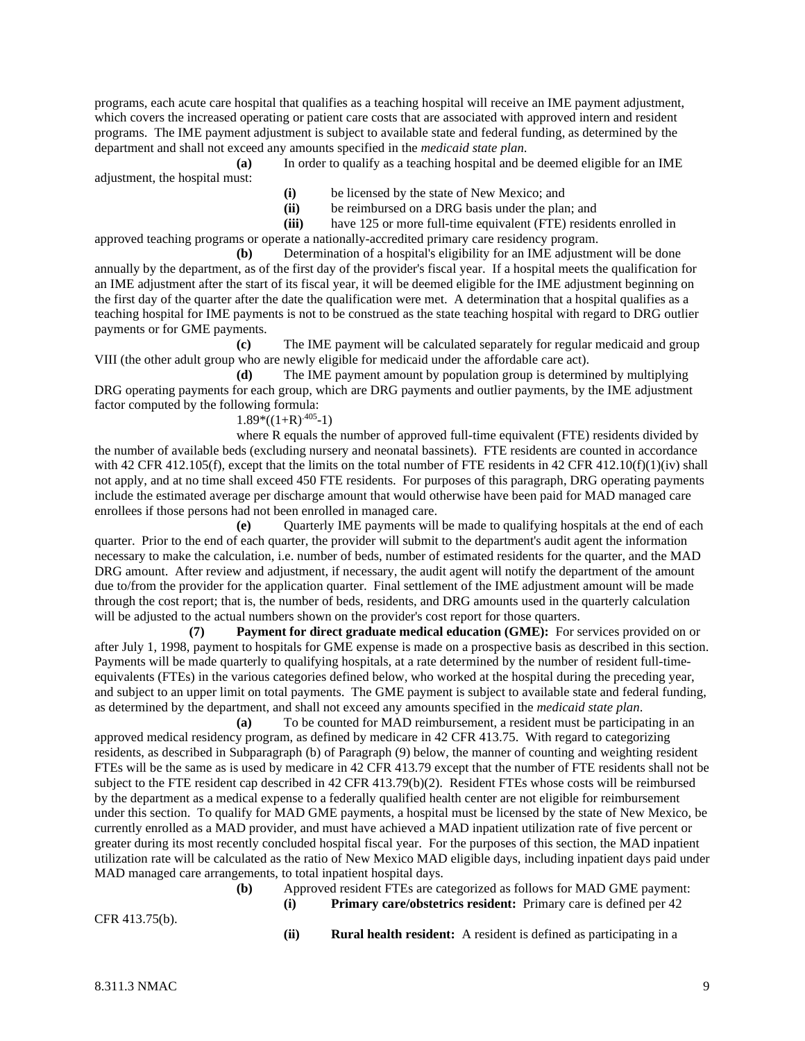programs, each acute care hospital that qualifies as a teaching hospital will receive an IME payment adjustment, which covers the increased operating or patient care costs that are associated with approved intern and resident programs. The IME payment adjustment is subject to available state and federal funding, as determined by the department and shall not exceed any amounts specified in the *medicaid state plan*.

**(a)** In order to qualify as a teaching hospital and be deemed eligible for an IME adjustment, the hospital must:

**(i)** be licensed by the state of New Mexico; and

**(ii)** be reimbursed on a DRG basis under the plan; and

**(iii)** have 125 or more full-time equivalent (FTE) residents enrolled in approved teaching programs or operate a nationally-accredited primary care residency program.

**(b)** Determination of a hospital's eligibility for an IME adjustment will be done annually by the department, as of the first day of the provider's fiscal year. If a hospital meets the qualification for an IME adjustment after the start of its fiscal year, it will be deemed eligible for the IME adjustment beginning on the first day of the quarter after the date the qualification were met. A determination that a hospital qualifies as a teaching hospital for IME payments is not to be construed as the state teaching hospital with regard to DRG outlier payments or for GME payments.

**(c)** The IME payment will be calculated separately for regular medicaid and group VIII (the other adult group who are newly eligible for medicaid under the affordable care act).

**(d)** The IME payment amount by population group is determined by multiplying DRG operating payments for each group, which are DRG payments and outlier payments, by the IME adjustment factor computed by the following formula:

$1.89*((1+R)^{.405}-1)$

where R equals the number of approved full-time equivalent (FTE) residents divided by the number of available beds (excluding nursery and neonatal bassinets). FTE residents are counted in accordance with 42 CFR 412.105(f), except that the limits on the total number of FTE residents in 42 CFR 412.10(f)(1)(iv) shall not apply, and at no time shall exceed 450 FTE residents. For purposes of this paragraph, DRG operating payments include the estimated average per discharge amount that would otherwise have been paid for MAD managed care enrollees if those persons had not been enrolled in managed care.

**(e)** Quarterly IME payments will be made to qualifying hospitals at the end of each quarter. Prior to the end of each quarter, the provider will submit to the department's audit agent the information necessary to make the calculation, i.e. number of beds, number of estimated residents for the quarter, and the MAD DRG amount. After review and adjustment, if necessary, the audit agent will notify the department of the amount due to/from the provider for the application quarter. Final settlement of the IME adjustment amount will be made through the cost report; that is, the number of beds, residents, and DRG amounts used in the quarterly calculation will be adjusted to the actual numbers shown on the provider's cost report for those quarters.

**(7) Payment for direct graduate medical education (GME):** For services provided on or after July 1, 1998, payment to hospitals for GME expense is made on a prospective basis as described in this section. Payments will be made quarterly to qualifying hospitals, at a rate determined by the number of resident full-time-equivalents (FTEs) in the various categories defined below, who worked at the hospital during the preceding year, and subject to an upper limit on total payments. The GME payment is subject to available state and federal funding, as determined by the department, and shall not exceed any amounts specified in the *medicaid state plan*.

**(a)** To be counted for MAD reimbursement, a resident must be participating in an approved medical residency program, as defined by medicare in 42 CFR 413.75. With regard to categorizing residents, as described in Subparagraph (b) of Paragraph (9) below, the manner of counting and weighting resident FTEs will be the same as is used by medicare in 42 CFR 413.79 except that the number of FTE residents shall not be subject to the FTE resident cap described in 42 CFR 413.79(b)(2). Resident FTEs whose costs will be reimbursed by the department as a medical expense to a federally qualified health center are not eligible for reimbursement under this section. To qualify for MAD GME payments, a hospital must be licensed by the state of New Mexico, be currently enrolled as a MAD provider, and must have achieved a MAD inpatient utilization rate of five percent or greater during its most recently concluded hospital fiscal year. For the purposes of this section, the MAD inpatient utilization rate will be calculated as the ratio of New Mexico MAD eligible days, including inpatient days paid under MAD managed care arrangements, to total inpatient hospital days.

**(b)** Approved resident FTEs are categorized as follows for MAD GME payment:

**(i) Primary care/obstetrics resident:** Primary care is defined per 42 CFR 413.75(b).

**(ii) Rural health resident:** A resident is defined as participating in a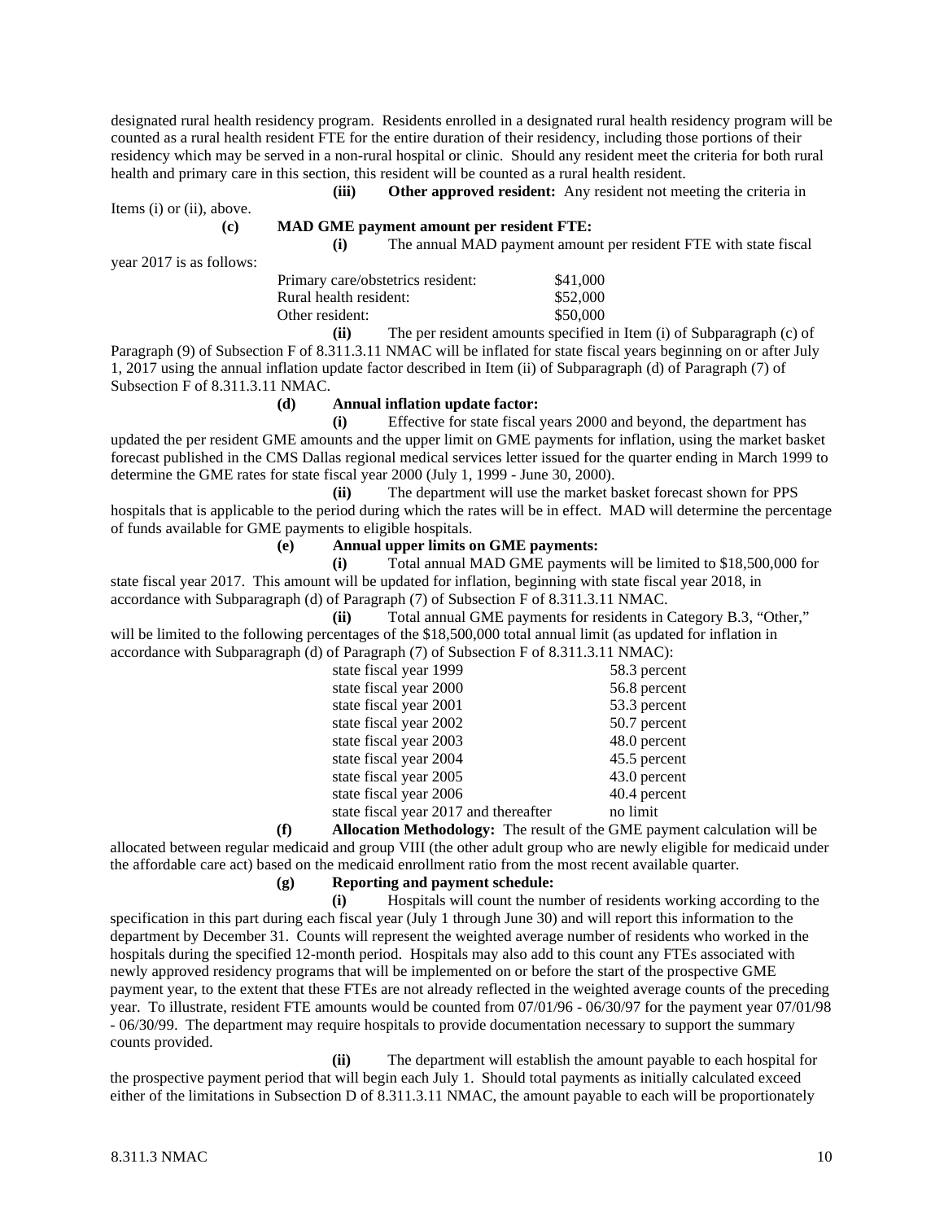designated rural health residency program. Residents enrolled in a designated rural health residency program will be counted as a rural health resident FTE for the entire duration of their residency, including those portions of their residency which may be served in a non-rural hospital or clinic. Should any resident meet the criteria for both rural health and primary care in this section, this resident will be counted as a rural health resident.

**(iii) Other approved resident:** Any resident not meeting the criteria in Items (i) or (ii), above.

**(c) MAD GME payment amount per resident FTE:**

**(i)** The annual MAD payment amount per resident FTE with state fiscal year 2017 is as follows:

| | |
|---|---|
| Primary care/obstetrics resident: | $41,000 |
| Rural health resident: | $52,000 |
| Other resident: | $50,000 |

**(ii)** The per resident amounts specified in Item (i) of Subparagraph (c) of Paragraph (9) of Subsection F of 8.311.3.11 NMAC will be inflated for state fiscal years beginning on or after July 1, 2017 using the annual inflation update factor described in Item (ii) of Subparagraph (d) of Paragraph (7) of Subsection F of 8.311.3.11 NMAC.

**(d) Annual inflation update factor:**

**(i)** Effective for state fiscal years 2000 and beyond, the department has updated the per resident GME amounts and the upper limit on GME payments for inflation, using the market basket forecast published in the CMS Dallas regional medical services letter issued for the quarter ending in March 1999 to determine the GME rates for state fiscal year 2000 (July 1, 1999 - June 30, 2000).

**(ii)** The department will use the market basket forecast shown for PPS hospitals that is applicable to the period during which the rates will be in effect. MAD will determine the percentage of funds available for GME payments to eligible hospitals.

**(e) Annual upper limits on GME payments:**

**(i)** Total annual MAD GME payments will be limited to $18,500,000 for state fiscal year 2017. This amount will be updated for inflation, beginning with state fiscal year 2018, in accordance with Subparagraph (d) of Paragraph (7) of Subsection F of 8.311.3.11 NMAC.

**(ii)** Total annual GME payments for residents in Category B.3, "Other," will be limited to the following percentages of the $18,500,000 total annual limit (as updated for inflation in accordance with Subparagraph (d) of Paragraph (7) of Subsection F of 8.311.3.11 NMAC):

| | |
|---|---|
| state fiscal year 1999 | 58.3 percent |
| state fiscal year 2000 | 56.8 percent |
| state fiscal year 2001 | 53.3 percent |
| state fiscal year 2002 | 50.7 percent |
| state fiscal year 2003 | 48.0 percent |
| state fiscal year 2004 | 45.5 percent |
| state fiscal year 2005 | 43.0 percent |
| state fiscal year 2006 | 40.4 percent |
| state fiscal year 2017 and thereafter | no limit |

**(f) Allocation Methodology:** The result of the GME payment calculation will be allocated between regular medicaid and group VIII (the other adult group who are newly eligible for medicaid under the affordable care act) based on the medicaid enrollment ratio from the most recent available quarter.

**(g) Reporting and payment schedule:**

**(i)** Hospitals will count the number of residents working according to the specification in this part during each fiscal year (July 1 through June 30) and will report this information to the department by December 31. Counts will represent the weighted average number of residents who worked in the hospitals during the specified 12-month period. Hospitals may also add to this count any FTEs associated with newly approved residency programs that will be implemented on or before the start of the prospective GME payment year, to the extent that these FTEs are not already reflected in the weighted average counts of the preceding year. To illustrate, resident FTE amounts would be counted from 07/01/96 - 06/30/97 for the payment year 07/01/98 - 06/30/99. The department may require hospitals to provide documentation necessary to support the summary counts provided.

**(ii)** The department will establish the amount payable to each hospital for the prospective payment period that will begin each July 1. Should total payments as initially calculated exceed either of the limitations in Subsection D of 8.311.3.11 NMAC, the amount payable to each will be proportionately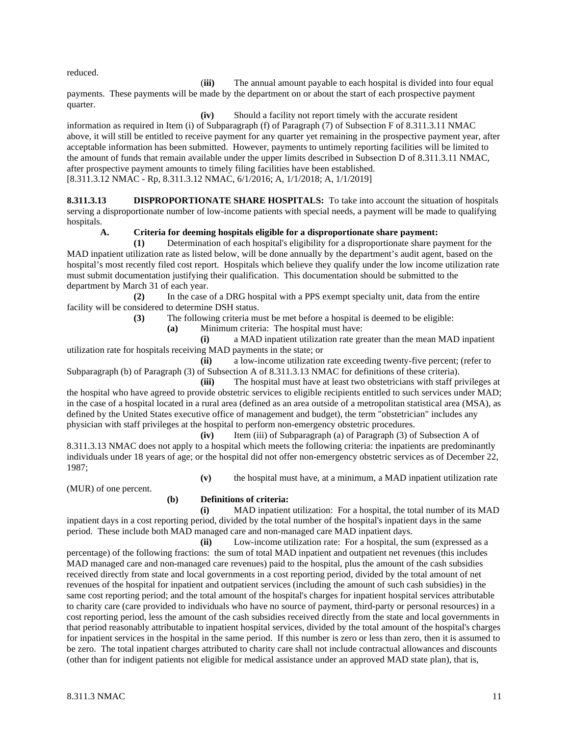reduced.

**(iii)** The annual amount payable to each hospital is divided into four equal payments. These payments will be made by the department on or about the start of each prospective payment quarter.

**(iv)** Should a facility not report timely with the accurate resident information as required in Item (i) of Subparagraph (f) of Paragraph (7) of Subsection F of 8.311.3.11 NMAC above, it will still be entitled to receive payment for any quarter yet remaining in the prospective payment year, after acceptable information has been submitted. However, payments to untimely reporting facilities will be limited to the amount of funds that remain available under the upper limits described in Subsection D of 8.311.3.11 NMAC, after prospective payment amounts to timely filing facilities have been established.

[8.311.3.12 NMAC - Rp, 8.311.3.12 NMAC, 6/1/2016; A, 1/1/2018; A, 1/1/2019]

**8.311.3.13 DISPROPORTIONATE SHARE HOSPITALS:** To take into account the situation of hospitals serving a disproportionate number of low-income patients with special needs, a payment will be made to qualifying hospitals.

**A. Criteria for deeming hospitals eligible for a disproportionate share payment:**

**(1)** Determination of each hospital's eligibility for a disproportionate share payment for the MAD inpatient utilization rate as listed below, will be done annually by the department's audit agent, based on the hospital's most recently filed cost report. Hospitals which believe they qualify under the low income utilization rate must submit documentation justifying their qualification. This documentation should be submitted to the department by March 31 of each year.

**(2)** In the case of a DRG hospital with a PPS exempt specialty unit, data from the entire facility will be considered to determine DSH status.

**(3)** The following criteria must be met before a hospital is deemed to be eligible:

**(a)** Minimum criteria: The hospital must have:

**(i)** a MAD inpatient utilization rate greater than the mean MAD inpatient utilization rate for hospitals receiving MAD payments in the state; or

**(ii)** a low-income utilization rate exceeding twenty-five percent; (refer to Subparagraph (b) of Paragraph (3) of Subsection A of 8.311.3.13 NMAC for definitions of these criteria).

**(iii)** The hospital must have at least two obstetricians with staff privileges at the hospital who have agreed to provide obstetric services to eligible recipients entitled to such services under MAD; in the case of a hospital located in a rural area (defined as an area outside of a metropolitan statistical area (MSA), as defined by the United States executive office of management and budget), the term "obstetrician" includes any physician with staff privileges at the hospital to perform non-emergency obstetric procedures.

**(iv)** Item (iii) of Subparagraph (a) of Paragraph (3) of Subsection A of 8.311.3.13 NMAC does not apply to a hospital which meets the following criteria: the inpatients are predominantly individuals under 18 years of age; or the hospital did not offer non-emergency obstetric services as of December 22, 1987;

**(v)** the hospital must have, at a minimum, a MAD inpatient utilization rate (MUR) of one percent.

**(b) Definitions of criteria:**

**(i)** MAD inpatient utilization: For a hospital, the total number of its MAD inpatient days in a cost reporting period, divided by the total number of the hospital's inpatient days in the same period. These include both MAD managed care and non-managed care MAD inpatient days.

**(ii)** Low-income utilization rate: For a hospital, the sum (expressed as a percentage) of the following fractions: the sum of total MAD inpatient and outpatient net revenues (this includes MAD managed care and non-managed care revenues) paid to the hospital, plus the amount of the cash subsidies received directly from state and local governments in a cost reporting period, divided by the total amount of net revenues of the hospital for inpatient and outpatient services (including the amount of such cash subsidies) in the same cost reporting period; and the total amount of the hospital's charges for inpatient hospital services attributable to charity care (care provided to individuals who have no source of payment, third-party or personal resources) in a cost reporting period, less the amount of the cash subsidies received directly from the state and local governments in that period reasonably attributable to inpatient hospital services, divided by the total amount of the hospital's charges for inpatient services in the hospital in the same period. If this number is zero or less than zero, then it is assumed to be zero. The total inpatient charges attributed to charity care shall not include contractual allowances and discounts (other than for indigent patients not eligible for medical assistance under an approved MAD state plan), that is,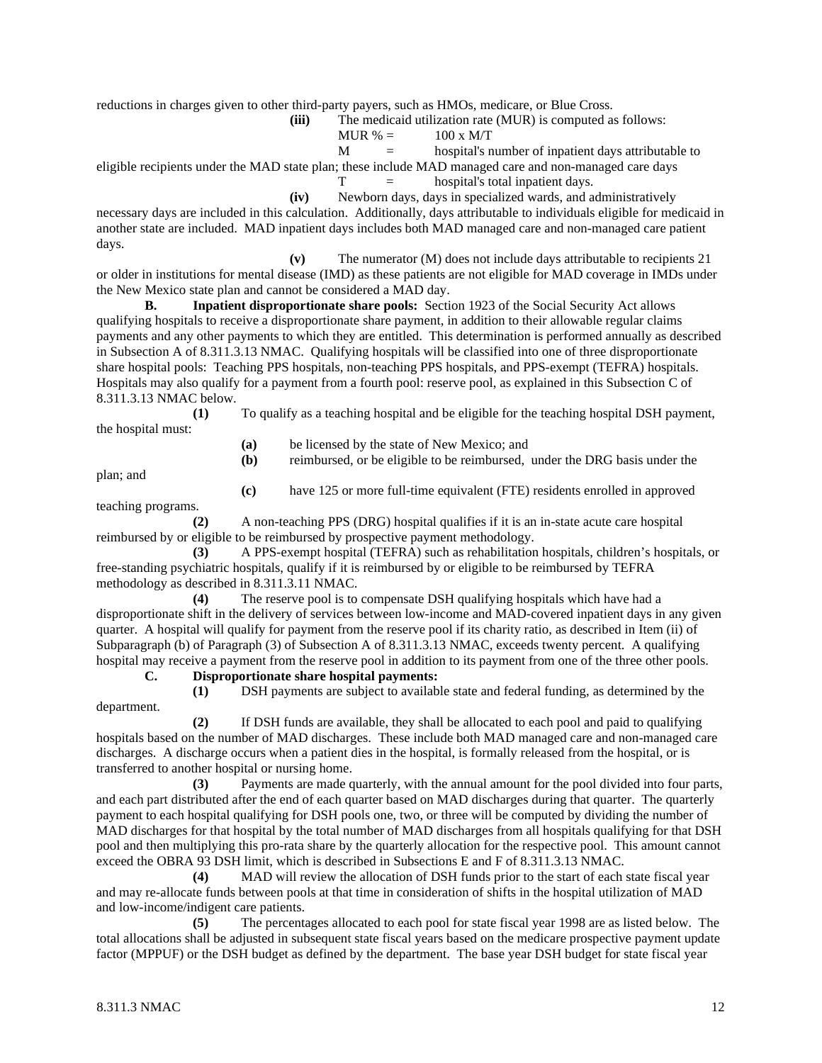reductions in charges given to other third-party payers, such as HMOs, medicare, or Blue Cross.

**(iii)** The medicaid utilization rate (MUR) is computed as follows:

$MUR\ \% = 100 \times M/T$

M = hospital's number of inpatient days attributable to eligible recipients under the MAD state plan; these include MAD managed care and non-managed care days

T = hospital's total inpatient days.

**(iv)** Newborn days, days in specialized wards, and administratively necessary days are included in this calculation. Additionally, days attributable to individuals eligible for medicaid in another state are included. MAD inpatient days includes both MAD managed care and non-managed care patient days.

**(v)** The numerator (M) does not include days attributable to recipients 21 or older in institutions for mental disease (IMD) as these patients are not eligible for MAD coverage in IMDs under the New Mexico state plan and cannot be considered a MAD day.

**B. Inpatient disproportionate share pools:** Section 1923 of the Social Security Act allows qualifying hospitals to receive a disproportionate share payment, in addition to their allowable regular claims payments and any other payments to which they are entitled. This determination is performed annually as described in Subsection A of 8.311.3.13 NMAC. Qualifying hospitals will be classified into one of three disproportionate share hospital pools: Teaching PPS hospitals, non-teaching PPS hospitals, and PPS-exempt (TEFRA) hospitals. Hospitals may also qualify for a payment from a fourth pool: reserve pool, as explained in this Subsection C of 8.311.3.13 NMAC below.

**(1)** To qualify as a teaching hospital and be eligible for the teaching hospital DSH payment, the hospital must:

**(a)** be licensed by the state of New Mexico; and

**(b)** reimbursed, or be eligible to be reimbursed, under the DRG basis under the plan; and

**(c)** have 125 or more full-time equivalent (FTE) residents enrolled in approved teaching programs.

**(2)** A non-teaching PPS (DRG) hospital qualifies if it is an in-state acute care hospital reimbursed by or eligible to be reimbursed by prospective payment methodology.

**(3)** A PPS-exempt hospital (TEFRA) such as rehabilitation hospitals, children's hospitals, or free-standing psychiatric hospitals, qualify if it is reimbursed by or eligible to be reimbursed by TEFRA methodology as described in 8.311.3.11 NMAC.

**(4)** The reserve pool is to compensate DSH qualifying hospitals which have had a disproportionate shift in the delivery of services between low-income and MAD-covered inpatient days in any given quarter. A hospital will qualify for payment from the reserve pool if its charity ratio, as described in Item (ii) of Subparagraph (b) of Paragraph (3) of Subsection A of 8.311.3.13 NMAC, exceeds twenty percent. A qualifying hospital may receive a payment from the reserve pool in addition to its payment from one of the three other pools.

**C. Disproportionate share hospital payments:**

**(1)** DSH payments are subject to available state and federal funding, as determined by the department.

**(2)** If DSH funds are available, they shall be allocated to each pool and paid to qualifying hospitals based on the number of MAD discharges. These include both MAD managed care and non-managed care discharges. A discharge occurs when a patient dies in the hospital, is formally released from the hospital, or is transferred to another hospital or nursing home.

**(3)** Payments are made quarterly, with the annual amount for the pool divided into four parts, and each part distributed after the end of each quarter based on MAD discharges during that quarter. The quarterly payment to each hospital qualifying for DSH pools one, two, or three will be computed by dividing the number of MAD discharges for that hospital by the total number of MAD discharges from all hospitals qualifying for that DSH pool and then multiplying this pro-rata share by the quarterly allocation for the respective pool. This amount cannot exceed the OBRA 93 DSH limit, which is described in Subsections E and F of 8.311.3.13 NMAC.

**(4)** MAD will review the allocation of DSH funds prior to the start of each state fiscal year and may re-allocate funds between pools at that time in consideration of shifts in the hospital utilization of MAD and low-income/indigent care patients.

**(5)** The percentages allocated to each pool for state fiscal year 1998 are as listed below. The total allocations shall be adjusted in subsequent state fiscal years based on the medicare prospective payment update factor (MPPUF) or the DSH budget as defined by the department. The base year DSH budget for state fiscal year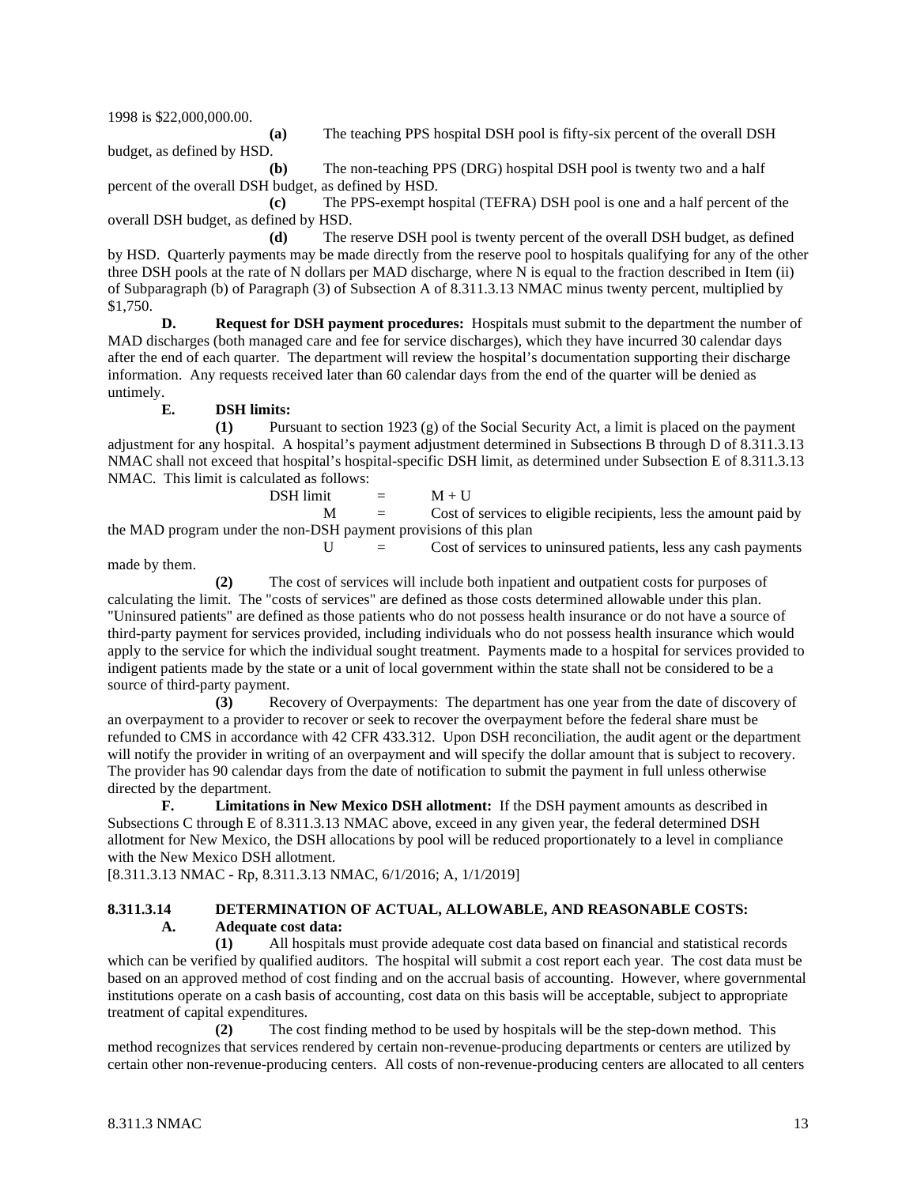1998 is $22,000,000.00.

**(a)** The teaching PPS hospital DSH pool is fifty-six percent of the overall DSH budget, as defined by HSD.

**(b)** The non-teaching PPS (DRG) hospital DSH pool is twenty two and a half percent of the overall DSH budget, as defined by HSD.

**(c)** The PPS-exempt hospital (TEFRA) DSH pool is one and a half percent of the overall DSH budget, as defined by HSD.

**(d)** The reserve DSH pool is twenty percent of the overall DSH budget, as defined by HSD. Quarterly payments may be made directly from the reserve pool to hospitals qualifying for any of the other three DSH pools at the rate of N dollars per MAD discharge, where N is equal to the fraction described in Item (ii) of Subparagraph (b) of Paragraph (3) of Subsection A of 8.311.3.13 NMAC minus twenty percent, multiplied by $1,750.

**D. Request for DSH payment procedures:** Hospitals must submit to the department the number of MAD discharges (both managed care and fee for service discharges), which they have incurred 30 calendar days after the end of each quarter. The department will review the hospital's documentation supporting their discharge information. Any requests received later than 60 calendar days from the end of the quarter will be denied as untimely.

**E. DSH limits:**

**(1)** Pursuant to section 1923 (g) of the Social Security Act, a limit is placed on the payment adjustment for any hospital. A hospital's payment adjustment determined in Subsections B through D of 8.311.3.13 NMAC shall not exceed that hospital's hospital-specific DSH limit, as determined under Subsection E of 8.311.3.13 NMAC. This limit is calculated as follows:

DSH limit = M + U

M = Cost of services to eligible recipients, less the amount paid by the MAD program under the non-DSH payment provisions of this plan

U = Cost of services to uninsured patients, less any cash payments made by them.

**(2)** The cost of services will include both inpatient and outpatient costs for purposes of calculating the limit. The "costs of services" are defined as those costs determined allowable under this plan. "Uninsured patients" are defined as those patients who do not possess health insurance or do not have a source of third-party payment for services provided, including individuals who do not possess health insurance which would apply to the service for which the individual sought treatment. Payments made to a hospital for services provided to indigent patients made by the state or a unit of local government within the state shall not be considered to be a source of third-party payment.

**(3)** Recovery of Overpayments: The department has one year from the date of discovery of an overpayment to a provider to recover or seek to recover the overpayment before the federal share must be refunded to CMS in accordance with 42 CFR 433.312. Upon DSH reconciliation, the audit agent or the department will notify the provider in writing of an overpayment and will specify the dollar amount that is subject to recovery. The provider has 90 calendar days from the date of notification to submit the payment in full unless otherwise directed by the department.

**F. Limitations in New Mexico DSH allotment:** If the DSH payment amounts as described in Subsections C through E of 8.311.3.13 NMAC above, exceed in any given year, the federal determined DSH allotment for New Mexico, the DSH allocations by pool will be reduced proportionately to a level in compliance with the New Mexico DSH allotment.

[8.311.3.13 NMAC - Rp, 8.311.3.13 NMAC, 6/1/2016; A, 1/1/2019]

## 8.311.3.14 DETERMINATION OF ACTUAL, ALLOWABLE, AND REASONABLE COSTS:

**A. Adequate cost data:**

**(1)** All hospitals must provide adequate cost data based on financial and statistical records which can be verified by qualified auditors. The hospital will submit a cost report each year. The cost data must be based on an approved method of cost finding and on the accrual basis of accounting. However, where governmental institutions operate on a cash basis of accounting, cost data on this basis will be acceptable, subject to appropriate treatment of capital expenditures.

**(2)** The cost finding method to be used by hospitals will be the step-down method. This method recognizes that services rendered by certain non-revenue-producing departments or centers are utilized by certain other non-revenue-producing centers. All costs of non-revenue-producing centers are allocated to all centers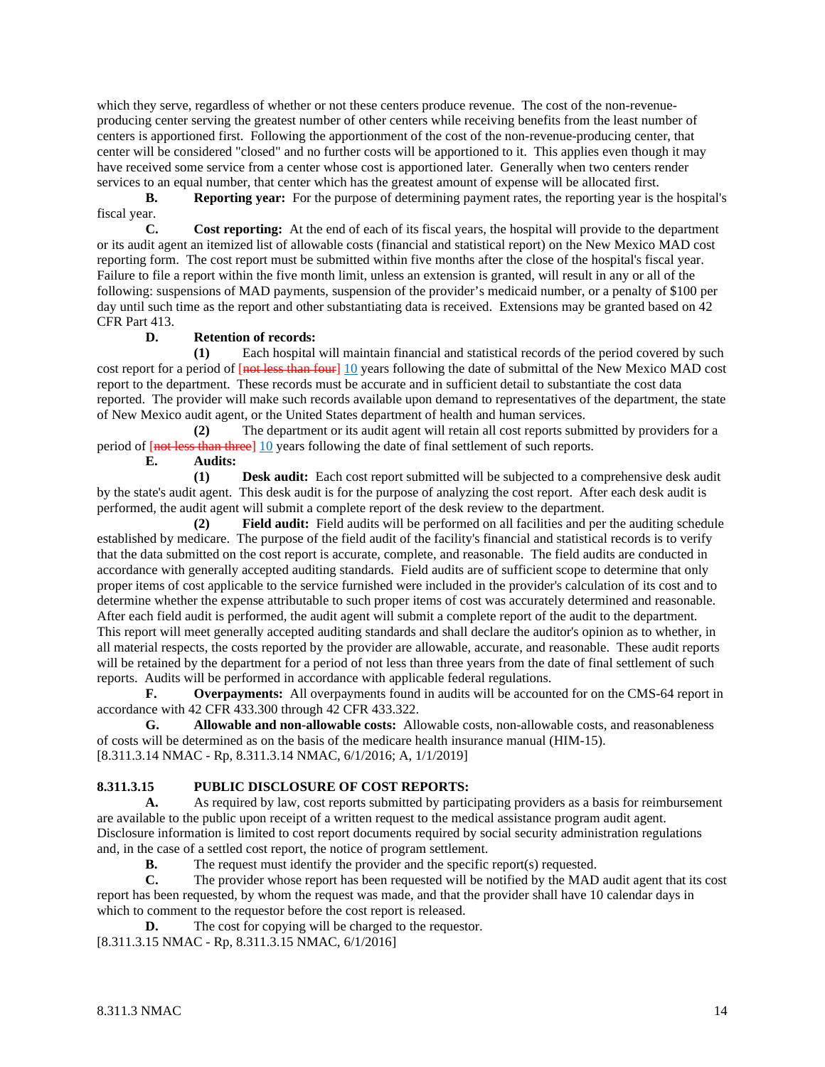which they serve, regardless of whether or not these centers produce revenue. The cost of the non-revenue-producing center serving the greatest number of other centers while receiving benefits from the least number of centers is apportioned first. Following the apportionment of the cost of the non-revenue-producing center, that center will be considered "closed" and no further costs will be apportioned to it. This applies even though it may have received some service from a center whose cost is apportioned later. Generally when two centers render services to an equal number, that center which has the greatest amount of expense will be allocated first.

**B. Reporting year:** For the purpose of determining payment rates, the reporting year is the hospital's fiscal year.

**C. Cost reporting:** At the end of each of its fiscal years, the hospital will provide to the department or its audit agent an itemized list of allowable costs (financial and statistical report) on the New Mexico MAD cost reporting form. The cost report must be submitted within five months after the close of the hospital's fiscal year. Failure to file a report within the five month limit, unless an extension is granted, will result in any or all of the following: suspensions of MAD payments, suspension of the provider's medicaid number, or a penalty of $100 per day until such time as the report and other substantiating data is received. Extensions may be granted based on 42 CFR Part 413.

**D. Retention of records:**

**(1)** Each hospital will maintain financial and statistical records of the period covered by such cost report for a period of [~~not less than four~~] 10 years following the date of submittal of the New Mexico MAD cost report to the department. These records must be accurate and in sufficient detail to substantiate the cost data reported. The provider will make such records available upon demand to representatives of the department, the state of New Mexico audit agent, or the United States department of health and human services.

**(2)** The department or its audit agent will retain all cost reports submitted by providers for a period of [~~not less than three~~] 10 years following the date of final settlement of such reports.

**E. Audits:**

**(1) Desk audit:** Each cost report submitted will be subjected to a comprehensive desk audit by the state's audit agent. This desk audit is for the purpose of analyzing the cost report. After each desk audit is performed, the audit agent will submit a complete report of the desk review to the department.

**(2) Field audit:** Field audits will be performed on all facilities and per the auditing schedule established by medicare. The purpose of the field audit of the facility's financial and statistical records is to verify that the data submitted on the cost report is accurate, complete, and reasonable. The field audits are conducted in accordance with generally accepted auditing standards. Field audits are of sufficient scope to determine that only proper items of cost applicable to the service furnished were included in the provider's calculation of its cost and to determine whether the expense attributable to such proper items of cost was accurately determined and reasonable. After each field audit is performed, the audit agent will submit a complete report of the audit to the department. This report will meet generally accepted auditing standards and shall declare the auditor's opinion as to whether, in all material respects, the costs reported by the provider are allowable, accurate, and reasonable. These audit reports will be retained by the department for a period of not less than three years from the date of final settlement of such reports. Audits will be performed in accordance with applicable federal regulations.

**F. Overpayments:** All overpayments found in audits will be accounted for on the CMS-64 report in accordance with 42 CFR 433.300 through 42 CFR 433.322.

**G. Allowable and non-allowable costs:** Allowable costs, non-allowable costs, and reasonableness of costs will be determined as on the basis of the medicare health insurance manual (HIM-15).

[8.311.3.14 NMAC - Rp, 8.311.3.14 NMAC, 6/1/2016; A, 1/1/2019]

**8.311.3.15 PUBLIC DISCLOSURE OF COST REPORTS:**

**A.** As required by law, cost reports submitted by participating providers as a basis for reimbursement are available to the public upon receipt of a written request to the medical assistance program audit agent. Disclosure information is limited to cost report documents required by social security administration regulations and, in the case of a settled cost report, the notice of program settlement.

**B.** The request must identify the provider and the specific report(s) requested.

**C.** The provider whose report has been requested will be notified by the MAD audit agent that its cost report has been requested, by whom the request was made, and that the provider shall have 10 calendar days in which to comment to the requestor before the cost report is released.

**D.** The cost for copying will be charged to the requestor.

[8.311.3.15 NMAC - Rp, 8.311.3.15 NMAC, 6/1/2016]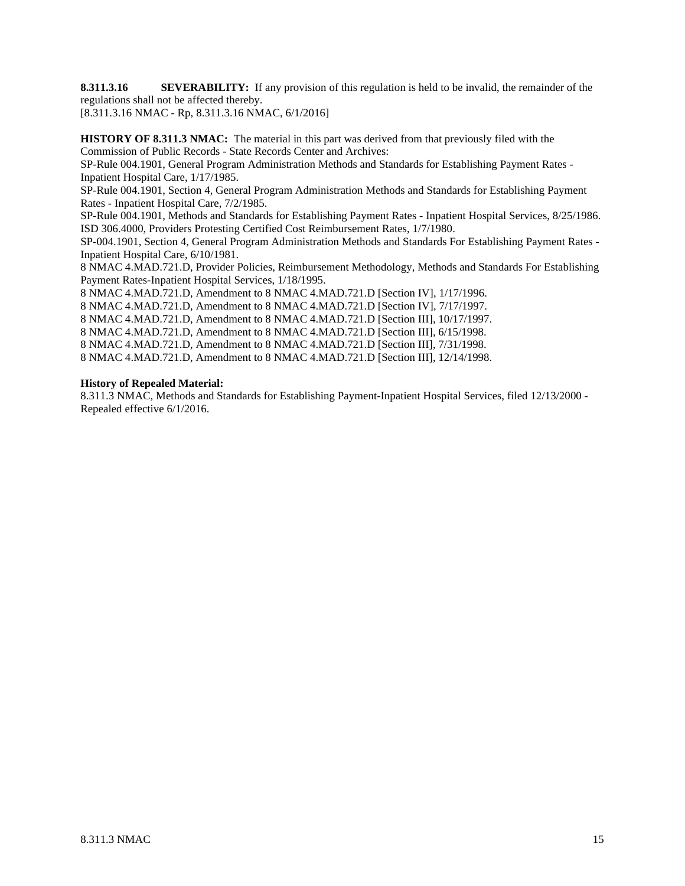**8.311.3.16 SEVERABILITY:** If any provision of this regulation is held to be invalid, the remainder of the regulations shall not be affected thereby.
[8.311.3.16 NMAC - Rp, 8.311.3.16 NMAC, 6/1/2016]

**HISTORY OF 8.311.3 NMAC:** The material in this part was derived from that previously filed with the Commission of Public Records - State Records Center and Archives:
SP-Rule 004.1901, General Program Administration Methods and Standards for Establishing Payment Rates - Inpatient Hospital Care, 1/17/1985.
SP-Rule 004.1901, Section 4, General Program Administration Methods and Standards for Establishing Payment Rates - Inpatient Hospital Care, 7/2/1985.
SP-Rule 004.1901, Methods and Standards for Establishing Payment Rates - Inpatient Hospital Services, 8/25/1986.
ISD 306.4000, Providers Protesting Certified Cost Reimbursement Rates, 1/7/1980.
SP-004.1901, Section 4, General Program Administration Methods and Standards For Establishing Payment Rates - Inpatient Hospital Care, 6/10/1981.
8 NMAC 4.MAD.721.D, Provider Policies, Reimbursement Methodology, Methods and Standards For Establishing Payment Rates-Inpatient Hospital Services, 1/18/1995.
8 NMAC 4.MAD.721.D, Amendment to 8 NMAC 4.MAD.721.D [Section IV], 1/17/1996.
8 NMAC 4.MAD.721.D, Amendment to 8 NMAC 4.MAD.721.D [Section IV], 7/17/1997.
8 NMAC 4.MAD.721.D, Amendment to 8 NMAC 4.MAD.721.D [Section III], 10/17/1997.
8 NMAC 4.MAD.721.D, Amendment to 8 NMAC 4.MAD.721.D [Section III], 6/15/1998.
8 NMAC 4.MAD.721.D, Amendment to 8 NMAC 4.MAD.721.D [Section III], 7/31/1998.
8 NMAC 4.MAD.721.D, Amendment to 8 NMAC 4.MAD.721.D [Section III], 12/14/1998.

**History of Repealed Material:**
8.311.3 NMAC, Methods and Standards for Establishing Payment-Inpatient Hospital Services, filed 12/13/2000 - Repealed effective 6/1/2016.